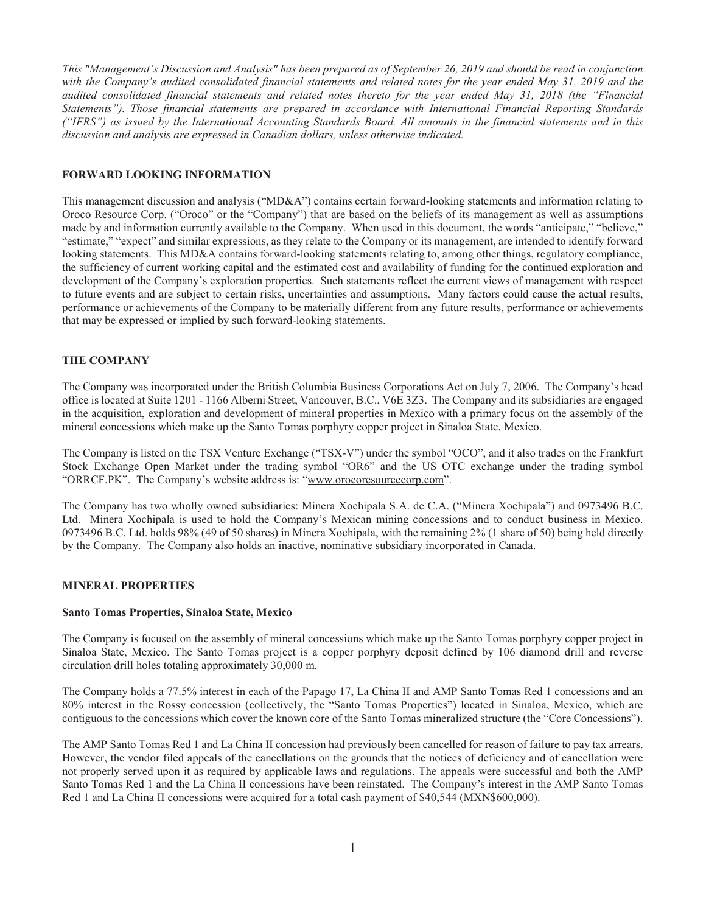*This "Management's Discussion and Analysis" has been prepared as of September 26, 2019 and should be read in conjunction with the Company's audited consolidated financial statements and related notes for the year ended May 31, 2019 and the audited consolidated financial statements and related notes thereto for the year ended May 31, 2018 (the "Financial Statements"). Those financial statements are prepared in accordance with International Financial Reporting Standards ("IFRS") as issued by the International Accounting Standards Board. All amounts in the financial statements and in this discussion and analysis are expressed in Canadian dollars, unless otherwise indicated.*

## FORWARD LOOKING INFORMATION

This management discussion and analysis ("MD&A") contains certain forward-looking statements and information relating to Oroco Resource Corp. ("Oroco" or the "Company") that are based on the beliefs of its management as well as assumptions made by and information currently available to the Company. When used in this document, the words "anticipate," "believe," "estimate," "expect" and similar expressions, as they relate to the Company or its management, are intended to identify forward looking statements. This MD&A contains forward-looking statements relating to, among other things, regulatory compliance, the sufficiency of current working capital and the estimated cost and availability of funding for the continued exploration and development of the Company's exploration properties. Such statements reflect the current views of management with respect to future events and are subject to certain risks, uncertainties and assumptions. Many factors could cause the actual results, performance or achievements of the Company to be materially different from any future results, performance or achievements that may be expressed or implied by such forward-looking statements.

## THE COMPANY

The Company was incorporated under the British Columbia Business Corporations Act on July 7, 2006. The Company's head office is located at Suite 1201 - 1166 Alberni Street, Vancouver, B.C., V6E 3Z3. The Company and its subsidiaries are engaged in the acquisition, exploration and development of mineral properties in Mexico with a primary focus on the assembly of the mineral concessions which make up the Santo Tomas porphyry copper project in Sinaloa State, Mexico.

The Company is listed on the TSX Venture Exchange ("TSX-V") under the symbol "OCO", and it also trades on the Frankfurt Stock Exchange Open Market under the trading symbol "OR6" and the US OTC exchange under the trading symbol "ORRCF.PK". The Company's website address is: "www.orocoresourcecorp.com".

The Company has two wholly owned subsidiaries: Minera Xochipala S.A. de C.A. ("Minera Xochipala") and 0973496 B.C. Ltd. Minera Xochipala is used to hold the Company's Mexican mining concessions and to conduct business in Mexico. 0973496 B.C. Ltd. holds 98% (49 of 50 shares) in Minera Xochipala, with the remaining 2% (1 share of 50) being held directly by the Company. The Company also holds an inactive, nominative subsidiary incorporated in Canada.

## MINERAL PROPERTIES

### Santo Tomas Properties, Sinaloa State, Mexico

The Company is focused on the assembly of mineral concessions which make up the Santo Tomas porphyry copper project in Sinaloa State, Mexico. The Santo Tomas project is a copper porphyry deposit defined by 106 diamond drill and reverse circulation drill holes totaling approximately 30,000 m.

The Company holds a 77.5% interest in each of the Papago 17, La China II and AMP Santo Tomas Red 1 concessions and an 80% interest in the Rossy concession (collectively, the "Santo Tomas Properties") located in Sinaloa, Mexico, which are contiguous to the concessions which cover the known core of the Santo Tomas mineralized structure (the "Core Concessions").

The AMP Santo Tomas Red 1 and La China II concession had previously been cancelled for reason of failure to pay tax arrears. However, the vendor filed appeals of the cancellations on the grounds that the notices of deficiency and of cancellation were not properly served upon it as required by applicable laws and regulations. The appeals were successful and both the AMP Santo Tomas Red 1 and the La China II concessions have been reinstated. The Company's interest in the AMP Santo Tomas Red 1 and La China II concessions were acquired for a total cash payment of $40,544 (MXN$600,000).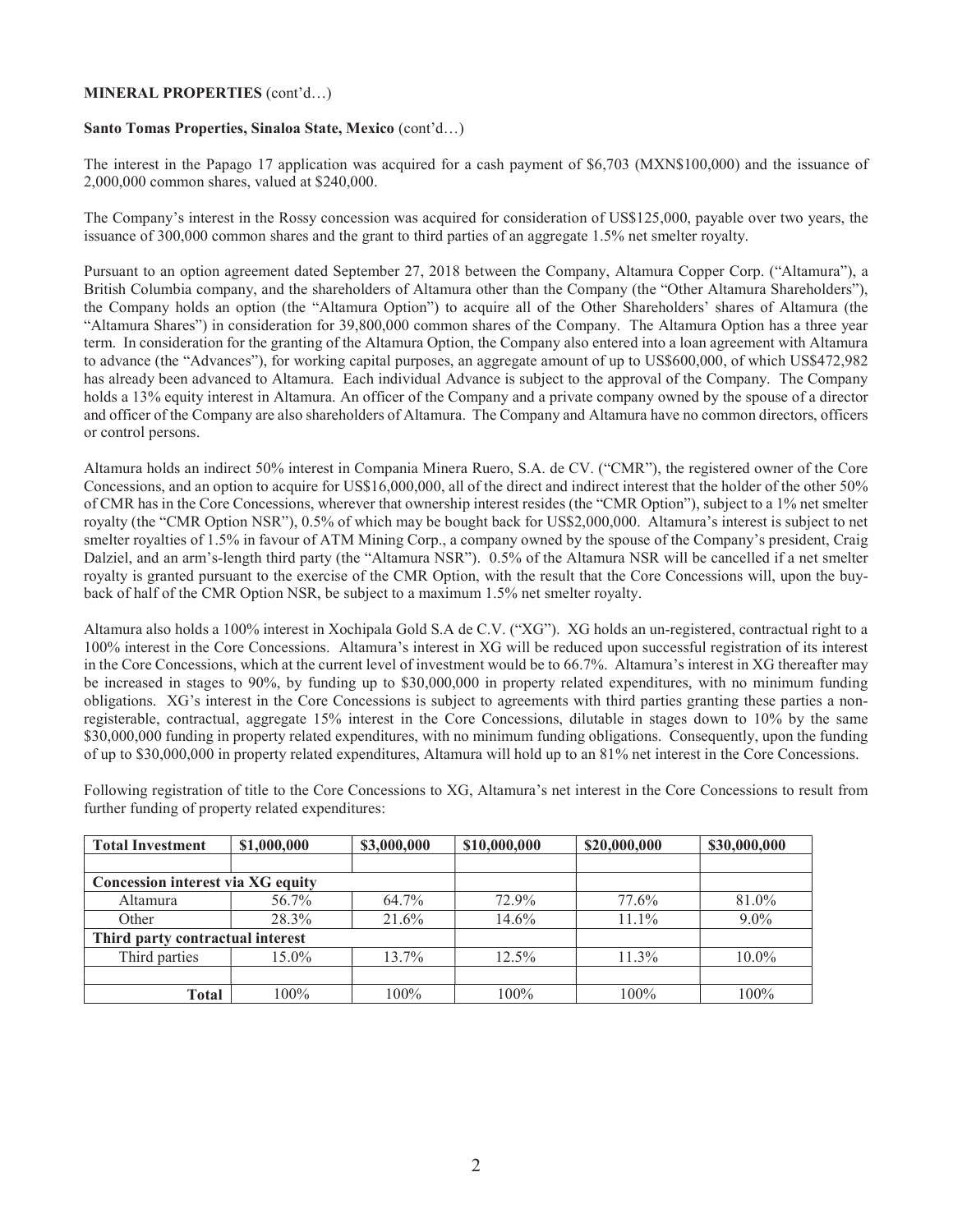**MINERAL PROPERTIES** (cont'd…)

**Santo Tomas Properties, Sinaloa State, Mexico** (cont'd…)

The interest in the Papago 17 application was acquired for a cash payment of $6,703 (MXN$100,000) and the issuance of 2,000,000 common shares, valued at $240,000.

The Company's interest in the Rossy concession was acquired for consideration of US$125,000, payable over two years, the issuance of 300,000 common shares and the grant to third parties of an aggregate 1.5% net smelter royalty.

Pursuant to an option agreement dated September 27, 2018 between the Company, Altamura Copper Corp. ("Altamura"), a British Columbia company, and the shareholders of Altamura other than the Company (the "Other Altamura Shareholders"), the Company holds an option (the "Altamura Option") to acquire all of the Other Shareholders' shares of Altamura (the "Altamura Shares") in consideration for 39,800,000 common shares of the Company. The Altamura Option has a three year term. In consideration for the granting of the Altamura Option, the Company also entered into a loan agreement with Altamura to advance (the "Advances"), for working capital purposes, an aggregate amount of up to US$600,000, of which US$472,982 has already been advanced to Altamura. Each individual Advance is subject to the approval of the Company. The Company holds a 13% equity interest in Altamura. An officer of the Company and a private company owned by the spouse of a director and officer of the Company are also shareholders of Altamura. The Company and Altamura have no common directors, officers or control persons.

Altamura holds an indirect 50% interest in Compania Minera Ruero, S.A. de CV. ("CMR"), the registered owner of the Core Concessions, and an option to acquire for US$16,000,000, all of the direct and indirect interest that the holder of the other 50% of CMR has in the Core Concessions, wherever that ownership interest resides (the "CMR Option"), subject to a 1% net smelter royalty (the "CMR Option NSR"), 0.5% of which may be bought back for US$2,000,000. Altamura's interest is subject to net smelter royalties of 1.5% in favour of ATM Mining Corp., a company owned by the spouse of the Company's president, Craig Dalziel, and an arm's-length third party (the "Altamura NSR"). 0.5% of the Altamura NSR will be cancelled if a net smelter royalty is granted pursuant to the exercise of the CMR Option, with the result that the Core Concessions will, upon the buy-back of half of the CMR Option NSR, be subject to a maximum 1.5% net smelter royalty.

Altamura also holds a 100% interest in Xochipala Gold S.A de C.V. ("XG"). XG holds an un-registered, contractual right to a 100% interest in the Core Concessions. Altamura's interest in XG will be reduced upon successful registration of its interest in the Core Concessions, which at the current level of investment would be to 66.7%. Altamura's interest in XG thereafter may be increased in stages to 90%, by funding up to $30,000,000 in property related expenditures, with no minimum funding obligations. XG's interest in the Core Concessions is subject to agreements with third parties granting these parties a non-registerable, contractual, aggregate 15% interest in the Core Concessions, dilutable in stages down to 10% by the same $30,000,000 funding in property related expenditures, with no minimum funding obligations. Consequently, upon the funding of up to $30,000,000 in property related expenditures, Altamura will hold up to an 81% net interest in the Core Concessions.

Following registration of title to the Core Concessions to XG, Altamura's net interest in the Core Concessions to result from further funding of property related expenditures:

| **Total Investment** | **$1,000,000** | **$3,000,000** | **$10,000,000** | **$20,000,000** | **$30,000,000** |
|---|---|---|---|---|---|
| | | | | | |
| **Concession interest via XG equity** | | | | | |
| Altamura | 56.7% | 64.7% | 72.9% | 77.6% | 81.0% |
| Other | 28.3% | 21.6% | 14.6% | 11.1% | 9.0% |
| **Third party contractual interest** | | | | | |
| Third parties | 15.0% | 13.7% | 12.5% | 11.3% | 10.0% |
| | | | | | |
| **Total** | 100% | 100% | 100% | 100% | 100% |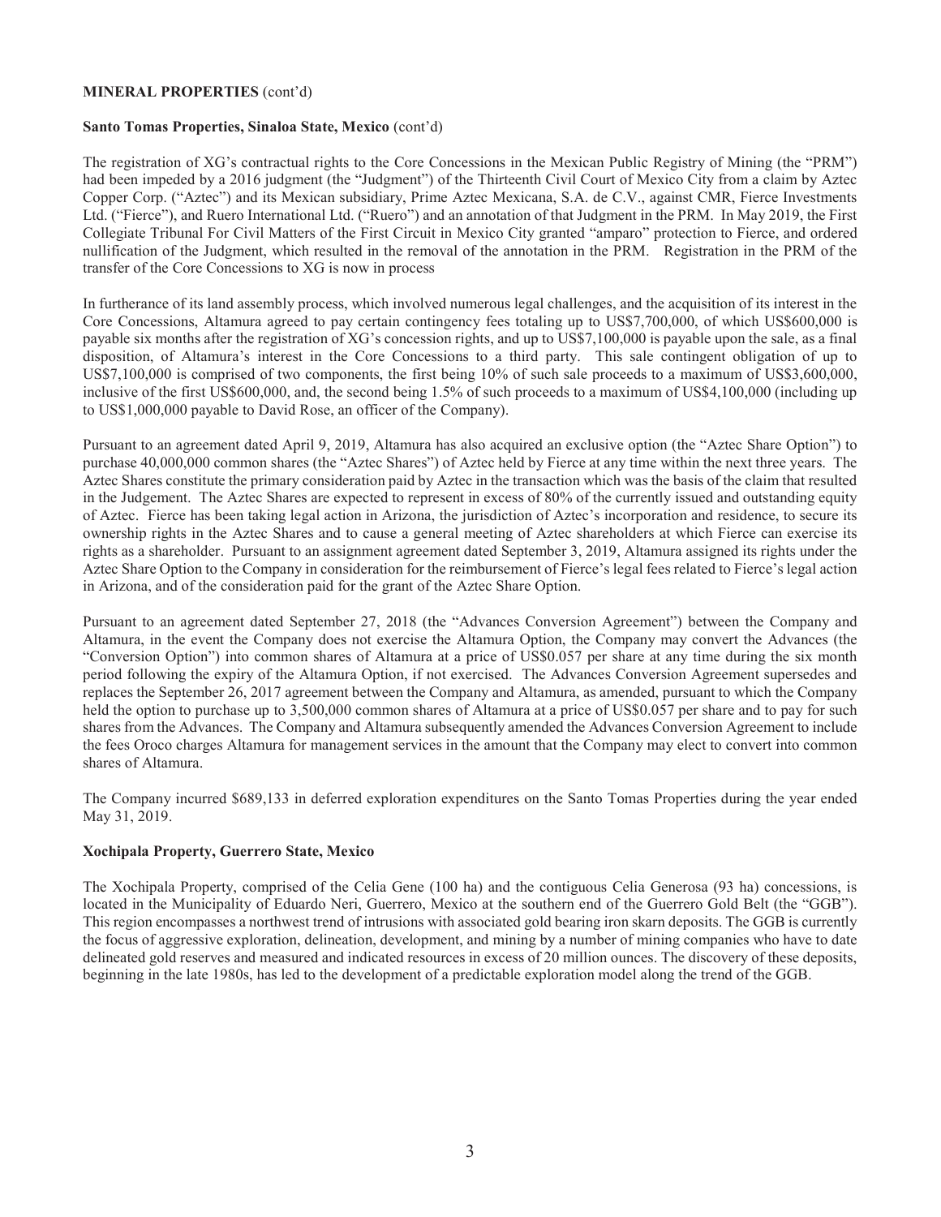**MINERAL PROPERTIES** (cont'd)

**Santo Tomas Properties, Sinaloa State, Mexico** (cont'd)

The registration of XG's contractual rights to the Core Concessions in the Mexican Public Registry of Mining (the "PRM") had been impeded by a 2016 judgment (the "Judgment") of the Thirteenth Civil Court of Mexico City from a claim by Aztec Copper Corp. ("Aztec") and its Mexican subsidiary, Prime Aztec Mexicana, S.A. de C.V., against CMR, Fierce Investments Ltd. ("Fierce"), and Ruero International Ltd. ("Ruero") and an annotation of that Judgment in the PRM. In May 2019, the First Collegiate Tribunal For Civil Matters of the First Circuit in Mexico City granted "amparo" protection to Fierce, and ordered nullification of the Judgment, which resulted in the removal of the annotation in the PRM. Registration in the PRM of the transfer of the Core Concessions to XG is now in process

In furtherance of its land assembly process, which involved numerous legal challenges, and the acquisition of its interest in the Core Concessions, Altamura agreed to pay certain contingency fees totaling up to US$7,700,000, of which US$600,000 is payable six months after the registration of XG's concession rights, and up to US$7,100,000 is payable upon the sale, as a final disposition, of Altamura's interest in the Core Concessions to a third party. This sale contingent obligation of up to US$7,100,000 is comprised of two components, the first being 10% of such sale proceeds to a maximum of US$3,600,000, inclusive of the first US$600,000, and, the second being 1.5% of such proceeds to a maximum of US$4,100,000 (including up to US$1,000,000 payable to David Rose, an officer of the Company).

Pursuant to an agreement dated April 9, 2019, Altamura has also acquired an exclusive option (the "Aztec Share Option") to purchase 40,000,000 common shares (the "Aztec Shares") of Aztec held by Fierce at any time within the next three years. The Aztec Shares constitute the primary consideration paid by Aztec in the transaction which was the basis of the claim that resulted in the Judgement. The Aztec Shares are expected to represent in excess of 80% of the currently issued and outstanding equity of Aztec. Fierce has been taking legal action in Arizona, the jurisdiction of Aztec's incorporation and residence, to secure its ownership rights in the Aztec Shares and to cause a general meeting of Aztec shareholders at which Fierce can exercise its rights as a shareholder. Pursuant to an assignment agreement dated September 3, 2019, Altamura assigned its rights under the Aztec Share Option to the Company in consideration for the reimbursement of Fierce's legal fees related to Fierce's legal action in Arizona, and of the consideration paid for the grant of the Aztec Share Option.

Pursuant to an agreement dated September 27, 2018 (the "Advances Conversion Agreement") between the Company and Altamura, in the event the Company does not exercise the Altamura Option, the Company may convert the Advances (the "Conversion Option") into common shares of Altamura at a price of US$0.057 per share at any time during the six month period following the expiry of the Altamura Option, if not exercised. The Advances Conversion Agreement supersedes and replaces the September 26, 2017 agreement between the Company and Altamura, as amended, pursuant to which the Company held the option to purchase up to 3,500,000 common shares of Altamura at a price of US$0.057 per share and to pay for such shares from the Advances. The Company and Altamura subsequently amended the Advances Conversion Agreement to include the fees Oroco charges Altamura for management services in the amount that the Company may elect to convert into common shares of Altamura.

The Company incurred $689,133 in deferred exploration expenditures on the Santo Tomas Properties during the year ended May 31, 2019.

**Xochipala Property, Guerrero State, Mexico**

The Xochipala Property, comprised of the Celia Gene (100 ha) and the contiguous Celia Generosa (93 ha) concessions, is located in the Municipality of Eduardo Neri, Guerrero, Mexico at the southern end of the Guerrero Gold Belt (the "GGB"). This region encompasses a northwest trend of intrusions with associated gold bearing iron skarn deposits. The GGB is currently the focus of aggressive exploration, delineation, development, and mining by a number of mining companies who have to date delineated gold reserves and measured and indicated resources in excess of 20 million ounces. The discovery of these deposits, beginning in the late 1980s, has led to the development of a predictable exploration model along the trend of the GGB.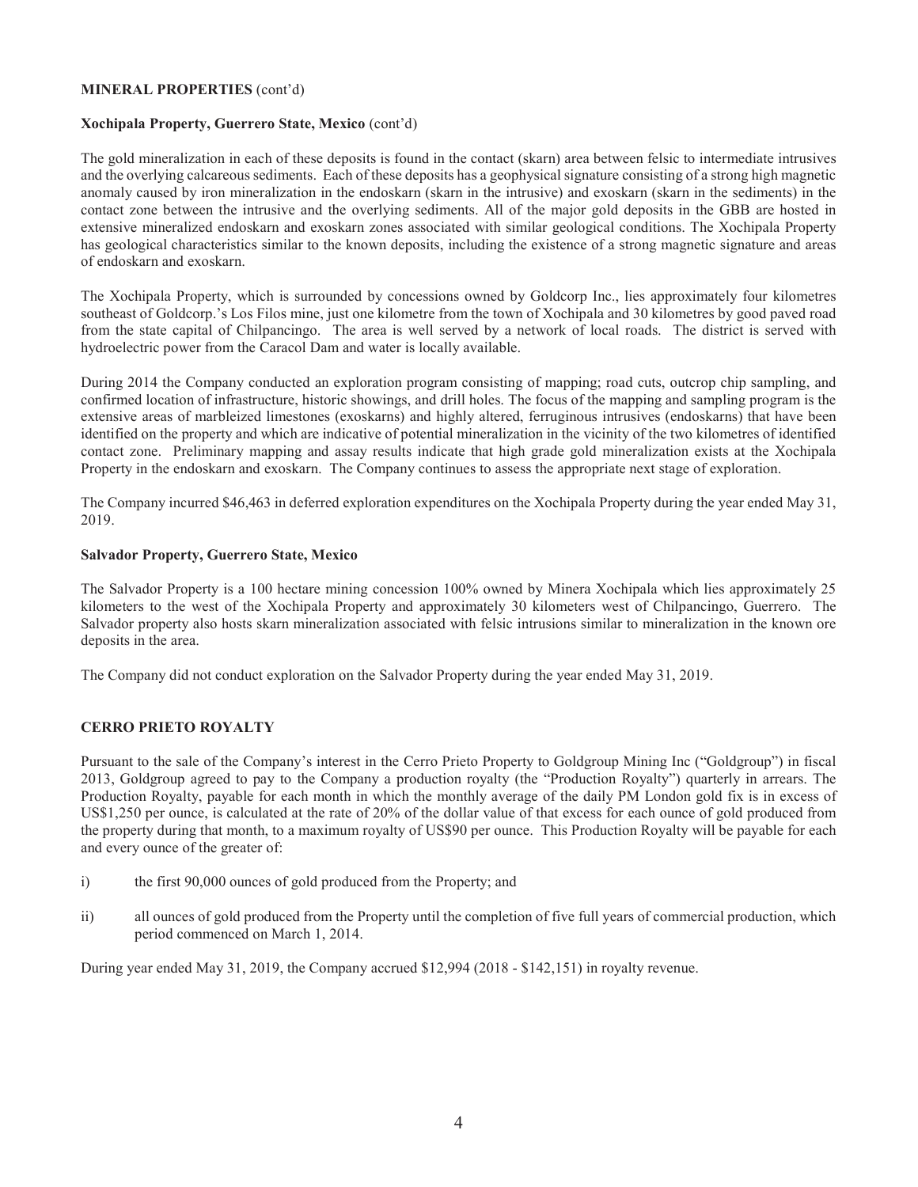**MINERAL PROPERTIES** (cont'd)

**Xochipala Property, Guerrero State, Mexico** (cont'd)

The gold mineralization in each of these deposits is found in the contact (skarn) area between felsic to intermediate intrusives and the overlying calcareous sediments. Each of these deposits has a geophysical signature consisting of a strong high magnetic anomaly caused by iron mineralization in the endoskarn (skarn in the intrusive) and exoskarn (skarn in the sediments) in the contact zone between the intrusive and the overlying sediments. All of the major gold deposits in the GBB are hosted in extensive mineralized endoskarn and exoskarn zones associated with similar geological conditions. The Xochipala Property has geological characteristics similar to the known deposits, including the existence of a strong magnetic signature and areas of endoskarn and exoskarn.

The Xochipala Property, which is surrounded by concessions owned by Goldcorp Inc., lies approximately four kilometres southeast of Goldcorp.'s Los Filos mine, just one kilometre from the town of Xochipala and 30 kilometres by good paved road from the state capital of Chilpancingo. The area is well served by a network of local roads. The district is served with hydroelectric power from the Caracol Dam and water is locally available.

During 2014 the Company conducted an exploration program consisting of mapping; road cuts, outcrop chip sampling, and confirmed location of infrastructure, historic showings, and drill holes. The focus of the mapping and sampling program is the extensive areas of marbleized limestones (exoskarns) and highly altered, ferruginous intrusives (endoskarns) that have been identified on the property and which are indicative of potential mineralization in the vicinity of the two kilometres of identified contact zone. Preliminary mapping and assay results indicate that high grade gold mineralization exists at the Xochipala Property in the endoskarn and exoskarn. The Company continues to assess the appropriate next stage of exploration.

The Company incurred $46,463 in deferred exploration expenditures on the Xochipala Property during the year ended May 31, 2019.

**Salvador Property, Guerrero State, Mexico**

The Salvador Property is a 100 hectare mining concession 100% owned by Minera Xochipala which lies approximately 25 kilometers to the west of the Xochipala Property and approximately 30 kilometers west of Chilpancingo, Guerrero. The Salvador property also hosts skarn mineralization associated with felsic intrusions similar to mineralization in the known ore deposits in the area.

The Company did not conduct exploration on the Salvador Property during the year ended May 31, 2019.

**CERRO PRIETO ROYALTY**

Pursuant to the sale of the Company's interest in the Cerro Prieto Property to Goldgroup Mining Inc ("Goldgroup") in fiscal 2013, Goldgroup agreed to pay to the Company a production royalty (the "Production Royalty") quarterly in arrears. The Production Royalty, payable for each month in which the monthly average of the daily PM London gold fix is in excess of US$1,250 per ounce, is calculated at the rate of 20% of the dollar value of that excess for each ounce of gold produced from the property during that month, to a maximum royalty of US$90 per ounce. This Production Royalty will be payable for each and every ounce of the greater of:

i) the first 90,000 ounces of gold produced from the Property; and

ii) all ounces of gold produced from the Property until the completion of five full years of commercial production, which period commenced on March 1, 2014.

During year ended May 31, 2019, the Company accrued $12,994 (2018 - $142,151) in royalty revenue.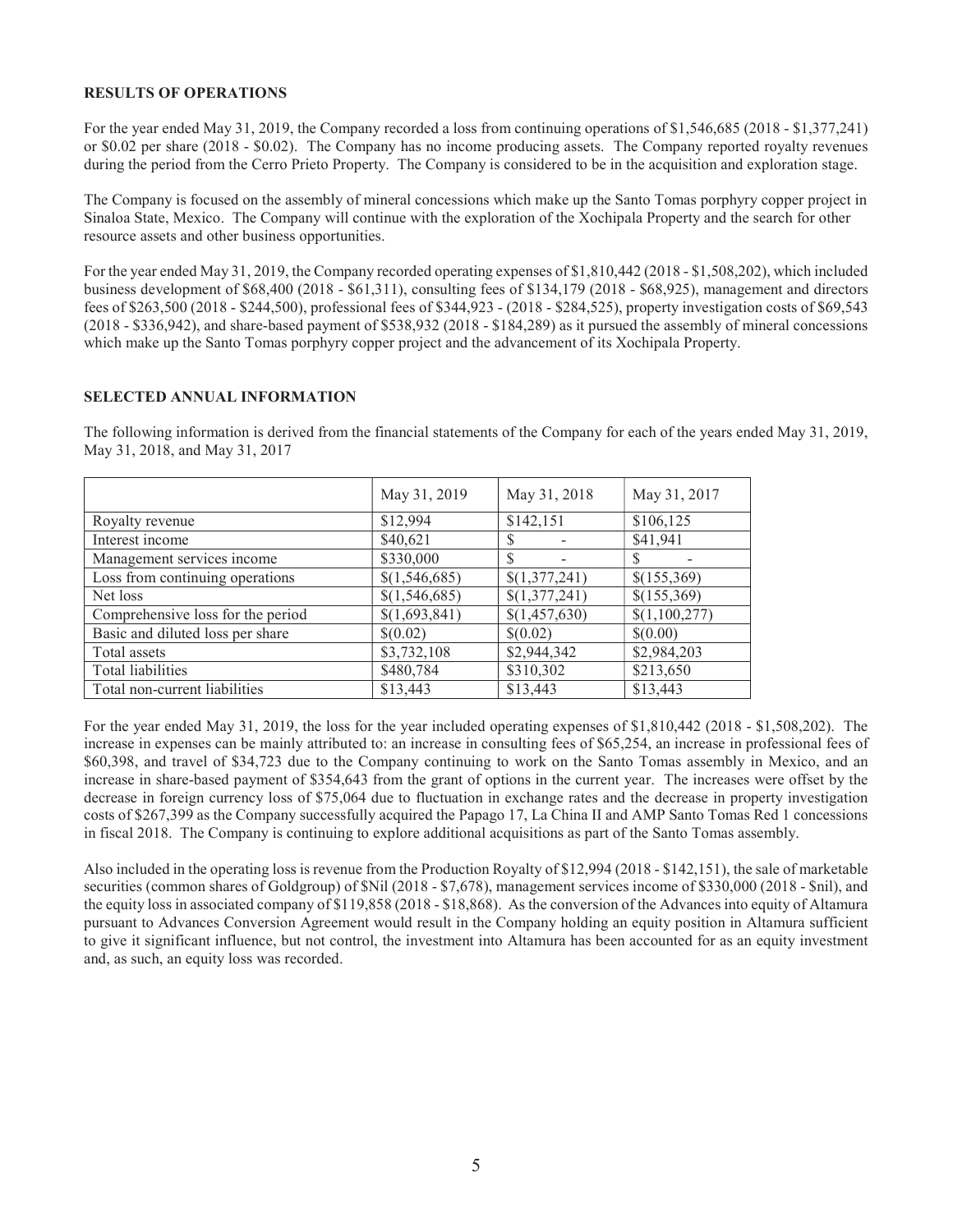## RESULTS OF OPERATIONS

For the year ended May 31, 2019, the Company recorded a loss from continuing operations of $1,546,685 (2018 - $1,377,241) or $0.02 per share (2018 - $0.02). The Company has no income producing assets. The Company reported royalty revenues during the period from the Cerro Prieto Property. The Company is considered to be in the acquisition and exploration stage.

The Company is focused on the assembly of mineral concessions which make up the Santo Tomas porphyry copper project in Sinaloa State, Mexico. The Company will continue with the exploration of the Xochipala Property and the search for other resource assets and other business opportunities.

For the year ended May 31, 2019, the Company recorded operating expenses of $1,810,442 (2018 - $1,508,202), which included business development of $68,400 (2018 - $61,311), consulting fees of $134,179 (2018 - $68,925), management and directors fees of $263,500 (2018 - $244,500), professional fees of $344,923 - (2018 - $284,525), property investigation costs of $69,543 (2018 - $336,942), and share-based payment of $538,932 (2018 - $184,289) as it pursued the assembly of mineral concessions which make up the Santo Tomas porphyry copper project and the advancement of its Xochipala Property.

## SELECTED ANNUAL INFORMATION

The following information is derived from the financial statements of the Company for each of the years ended May 31, 2019, May 31, 2018, and May 31, 2017

| | May 31, 2019 | May 31, 2018 | May 31, 2017 |
|---|---|---|---|
| Royalty revenue | $12,994 | $142,151 | $106,125 |
| Interest income | $40,621 | $ - | $41,941 |
| Management services income | $330,000 | $ - | $ - |
| Loss from continuing operations | $(1,546,685) | $(1,377,241) | $(155,369) |
| Net loss | $(1,546,685) | $(1,377,241) | $(155,369) |
| Comprehensive loss for the period | $(1,693,841) | $(1,457,630) | $(1,100,277) |
| Basic and diluted loss per share | $(0.02) | $(0.02) | $(0.00) |
| Total assets | $3,732,108 | $2,944,342 | $2,984,203 |
| Total liabilities | $480,784 | $310,302 | $213,650 |
| Total non-current liabilities | $13,443 | $13,443 | $13,443 |

For the year ended May 31, 2019, the loss for the year included operating expenses of $1,810,442 (2018 - $1,508,202). The increase in expenses can be mainly attributed to: an increase in consulting fees of $65,254, an increase in professional fees of $60,398, and travel of $34,723 due to the Company continuing to work on the Santo Tomas assembly in Mexico, and an increase in share-based payment of $354,643 from the grant of options in the current year. The increases were offset by the decrease in foreign currency loss of $75,064 due to fluctuation in exchange rates and the decrease in property investigation costs of $267,399 as the Company successfully acquired the Papago 17, La China II and AMP Santo Tomas Red 1 concessions in fiscal 2018. The Company is continuing to explore additional acquisitions as part of the Santo Tomas assembly.

Also included in the operating loss is revenue from the Production Royalty of $12,994 (2018 - $142,151), the sale of marketable securities (common shares of Goldgroup) of $Nil (2018 - $7,678), management services income of $330,000 (2018 - $nil), and the equity loss in associated company of $119,858 (2018 - $18,868). As the conversion of the Advances into equity of Altamura pursuant to Advances Conversion Agreement would result in the Company holding an equity position in Altamura sufficient to give it significant influence, but not control, the investment into Altamura has been accounted for as an equity investment and, as such, an equity loss was recorded.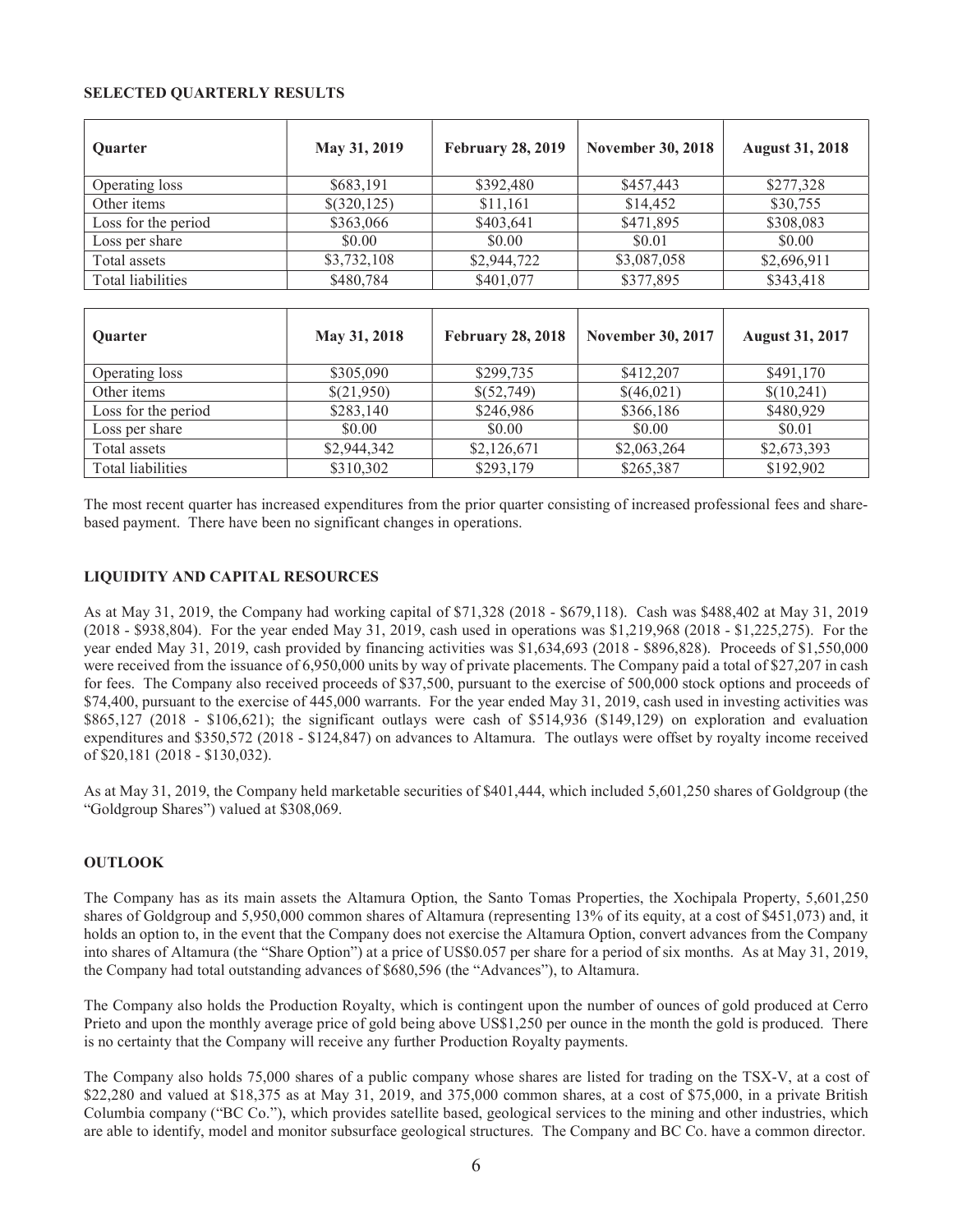## SELECTED QUARTERLY RESULTS

| Quarter | May 31, 2019 | February 28, 2019 | November 30, 2018 | August 31, 2018 |
|---|---|---|---|---|
| Operating loss | $683,191 | $392,480 | $457,443 | $277,328 |
| Other items | $(320,125) | $11,161 | $14,452 | $30,755 |
| Loss for the period | $363,066 | $403,641 | $471,895 | $308,083 |
| Loss per share | $0.00 | $0.00 | $0.01 | $0.00 |
| Total assets | $3,732,108 | $2,944,722 | $3,087,058 | $2,696,911 |
| Total liabilities | $480,784 | $401,077 | $377,895 | $343,418 |

| Quarter | May 31, 2018 | February 28, 2018 | November 30, 2017 | August 31, 2017 |
|---|---|---|---|---|
| Operating loss | $305,090 | $299,735 | $412,207 | $491,170 |
| Other items | $(21,950) | $(52,749) | $(46,021) | $(10,241) |
| Loss for the period | $283,140 | $246,986 | $366,186 | $480,929 |
| Loss per share | $0.00 | $0.00 | $0.00 | $0.01 |
| Total assets | $2,944,342 | $2,126,671 | $2,063,264 | $2,673,393 |
| Total liabilities | $310,302 | $293,179 | $265,387 | $192,902 |

The most recent quarter has increased expenditures from the prior quarter consisting of increased professional fees and share-based payment. There have been no significant changes in operations.

## LIQUIDITY AND CAPITAL RESOURCES

As at May 31, 2019, the Company had working capital of $71,328 (2018 - $679,118). Cash was $488,402 at May 31, 2019 (2018 - $938,804). For the year ended May 31, 2019, cash used in operations was $1,219,968 (2018 - $1,225,275). For the year ended May 31, 2019, cash provided by financing activities was $1,634,693 (2018 - $896,828). Proceeds of $1,550,000 were received from the issuance of 6,950,000 units by way of private placements. The Company paid a total of $27,207 in cash for fees. The Company also received proceeds of $37,500, pursuant to the exercise of 500,000 stock options and proceeds of $74,400, pursuant to the exercise of 445,000 warrants. For the year ended May 31, 2019, cash used in investing activities was $865,127 (2018 - $106,621); the significant outlays were cash of $514,936 ($149,129) on exploration and evaluation expenditures and $350,572 (2018 - $124,847) on advances to Altamura. The outlays were offset by royalty income received of $20,181 (2018 - $130,032).

As at May 31, 2019, the Company held marketable securities of $401,444, which included 5,601,250 shares of Goldgroup (the "Goldgroup Shares") valued at $308,069.

## OUTLOOK

The Company has as its main assets the Altamura Option, the Santo Tomas Properties, the Xochipala Property, 5,601,250 shares of Goldgroup and 5,950,000 common shares of Altamura (representing 13% of its equity, at a cost of $451,073) and, it holds an option to, in the event that the Company does not exercise the Altamura Option, convert advances from the Company into shares of Altamura (the "Share Option") at a price of US$0.057 per share for a period of six months. As at May 31, 2019, the Company had total outstanding advances of $680,596 (the "Advances"), to Altamura.

The Company also holds the Production Royalty, which is contingent upon the number of ounces of gold produced at Cerro Prieto and upon the monthly average price of gold being above US$1,250 per ounce in the month the gold is produced. There is no certainty that the Company will receive any further Production Royalty payments.

The Company also holds 75,000 shares of a public company whose shares are listed for trading on the TSX-V, at a cost of $22,280 and valued at $18,375 as at May 31, 2019, and 375,000 common shares, at a cost of $75,000, in a private British Columbia company ("BC Co."), which provides satellite based, geological services to the mining and other industries, which are able to identify, model and monitor subsurface geological structures. The Company and BC Co. have a common director.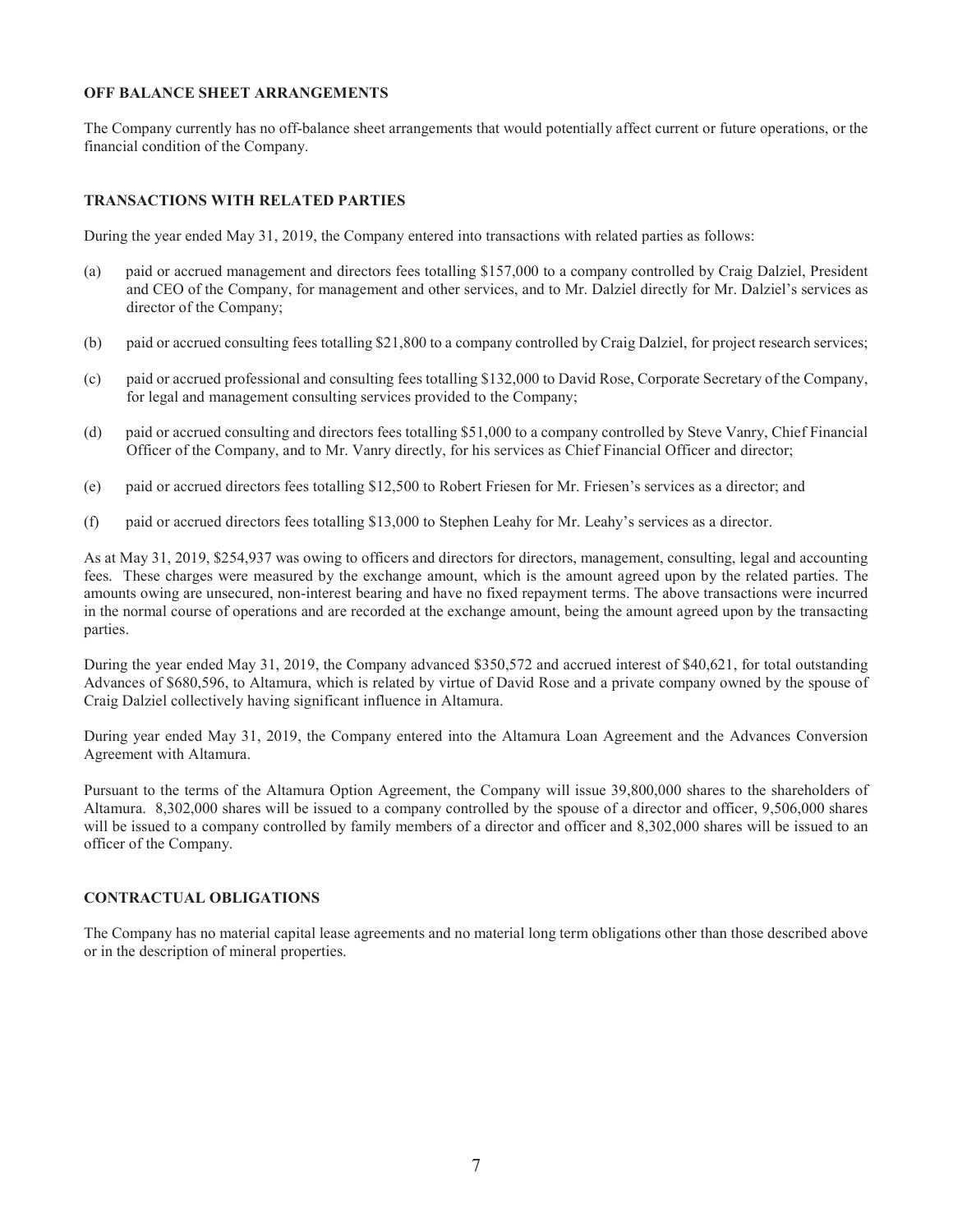## OFF BALANCE SHEET ARRANGEMENTS

The Company currently has no off-balance sheet arrangements that would potentially affect current or future operations, or the financial condition of the Company.

## TRANSACTIONS WITH RELATED PARTIES

During the year ended May 31, 2019, the Company entered into transactions with related parties as follows:

(a) paid or accrued management and directors fees totalling $157,000 to a company controlled by Craig Dalziel, President and CEO of the Company, for management and other services, and to Mr. Dalziel directly for Mr. Dalziel's services as director of the Company;

(b) paid or accrued consulting fees totalling $21,800 to a company controlled by Craig Dalziel, for project research services;

(c) paid or accrued professional and consulting fees totalling $132,000 to David Rose, Corporate Secretary of the Company, for legal and management consulting services provided to the Company;

(d) paid or accrued consulting and directors fees totalling $51,000 to a company controlled by Steve Vanry, Chief Financial Officer of the Company, and to Mr. Vanry directly, for his services as Chief Financial Officer and director;

(e) paid or accrued directors fees totalling $12,500 to Robert Friesen for Mr. Friesen's services as a director; and

(f) paid or accrued directors fees totalling $13,000 to Stephen Leahy for Mr. Leahy's services as a director.

As at May 31, 2019, $254,937 was owing to officers and directors for directors, management, consulting, legal and accounting fees. These charges were measured by the exchange amount, which is the amount agreed upon by the related parties. The amounts owing are unsecured, non-interest bearing and have no fixed repayment terms. The above transactions were incurred in the normal course of operations and are recorded at the exchange amount, being the amount agreed upon by the transacting parties.

During the year ended May 31, 2019, the Company advanced $350,572 and accrued interest of $40,621, for total outstanding Advances of $680,596, to Altamura, which is related by virtue of David Rose and a private company owned by the spouse of Craig Dalziel collectively having significant influence in Altamura.

During year ended May 31, 2019, the Company entered into the Altamura Loan Agreement and the Advances Conversion Agreement with Altamura.

Pursuant to the terms of the Altamura Option Agreement, the Company will issue 39,800,000 shares to the shareholders of Altamura. 8,302,000 shares will be issued to a company controlled by the spouse of a director and officer, 9,506,000 shares will be issued to a company controlled by family members of a director and officer and 8,302,000 shares will be issued to an officer of the Company.

## CONTRACTUAL OBLIGATIONS

The Company has no material capital lease agreements and no material long term obligations other than those described above or in the description of mineral properties.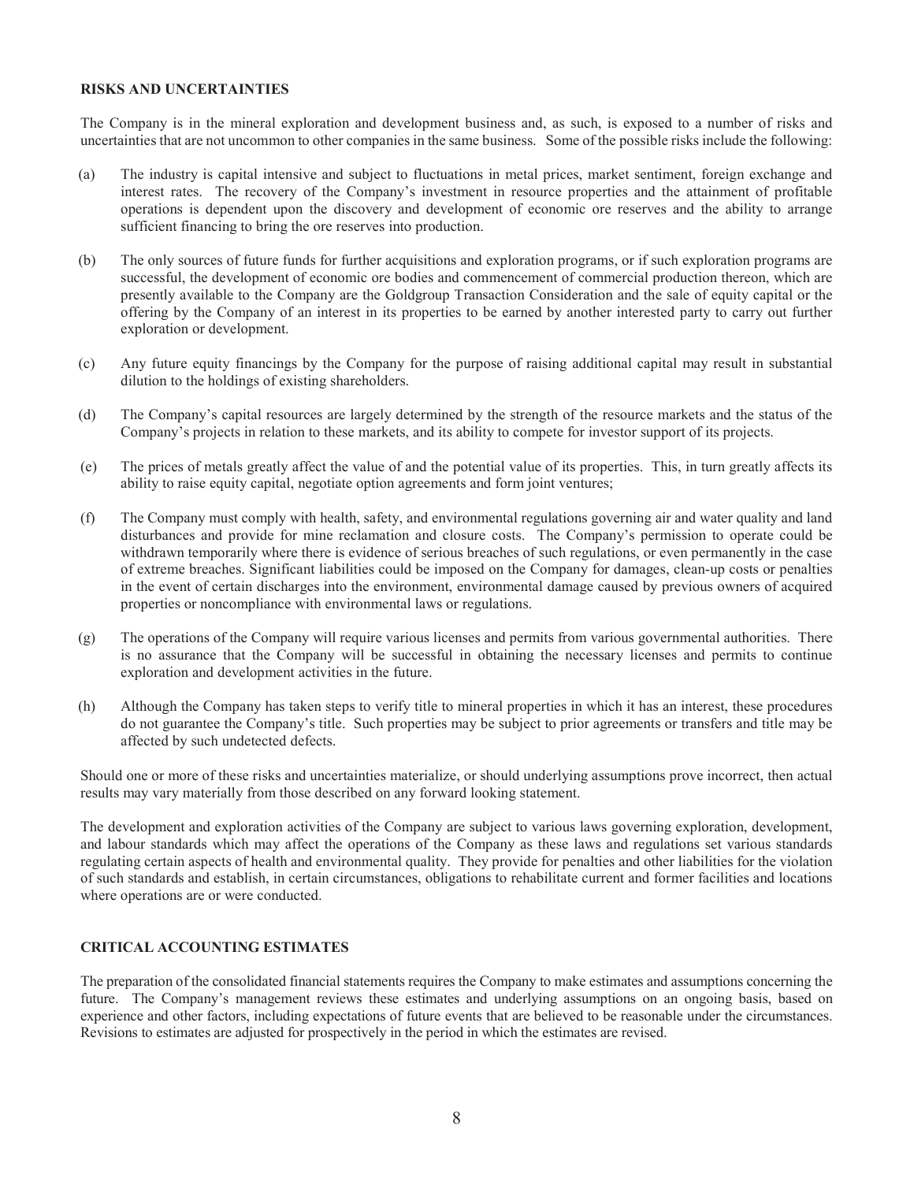## RISKS AND UNCERTAINTIES

The Company is in the mineral exploration and development business and, as such, is exposed to a number of risks and uncertainties that are not uncommon to other companies in the same business. Some of the possible risks include the following:

(a) The industry is capital intensive and subject to fluctuations in metal prices, market sentiment, foreign exchange and interest rates. The recovery of the Company's investment in resource properties and the attainment of profitable operations is dependent upon the discovery and development of economic ore reserves and the ability to arrange sufficient financing to bring the ore reserves into production.

(b) The only sources of future funds for further acquisitions and exploration programs, or if such exploration programs are successful, the development of economic ore bodies and commencement of commercial production thereon, which are presently available to the Company are the Goldgroup Transaction Consideration and the sale of equity capital or the offering by the Company of an interest in its properties to be earned by another interested party to carry out further exploration or development.

(c) Any future equity financings by the Company for the purpose of raising additional capital may result in substantial dilution to the holdings of existing shareholders.

(d) The Company's capital resources are largely determined by the strength of the resource markets and the status of the Company's projects in relation to these markets, and its ability to compete for investor support of its projects.

(e) The prices of metals greatly affect the value of and the potential value of its properties. This, in turn greatly affects its ability to raise equity capital, negotiate option agreements and form joint ventures;

(f) The Company must comply with health, safety, and environmental regulations governing air and water quality and land disturbances and provide for mine reclamation and closure costs. The Company's permission to operate could be withdrawn temporarily where there is evidence of serious breaches of such regulations, or even permanently in the case of extreme breaches. Significant liabilities could be imposed on the Company for damages, clean-up costs or penalties in the event of certain discharges into the environment, environmental damage caused by previous owners of acquired properties or noncompliance with environmental laws or regulations.

(g) The operations of the Company will require various licenses and permits from various governmental authorities. There is no assurance that the Company will be successful in obtaining the necessary licenses and permits to continue exploration and development activities in the future.

(h) Although the Company has taken steps to verify title to mineral properties in which it has an interest, these procedures do not guarantee the Company's title. Such properties may be subject to prior agreements or transfers and title may be affected by such undetected defects.

Should one or more of these risks and uncertainties materialize, or should underlying assumptions prove incorrect, then actual results may vary materially from those described on any forward looking statement.

The development and exploration activities of the Company are subject to various laws governing exploration, development, and labour standards which may affect the operations of the Company as these laws and regulations set various standards regulating certain aspects of health and environmental quality. They provide for penalties and other liabilities for the violation of such standards and establish, in certain circumstances, obligations to rehabilitate current and former facilities and locations where operations are or were conducted.

## CRITICAL ACCOUNTING ESTIMATES

The preparation of the consolidated financial statements requires the Company to make estimates and assumptions concerning the future. The Company's management reviews these estimates and underlying assumptions on an ongoing basis, based on experience and other factors, including expectations of future events that are believed to be reasonable under the circumstances. Revisions to estimates are adjusted for prospectively in the period in which the estimates are revised.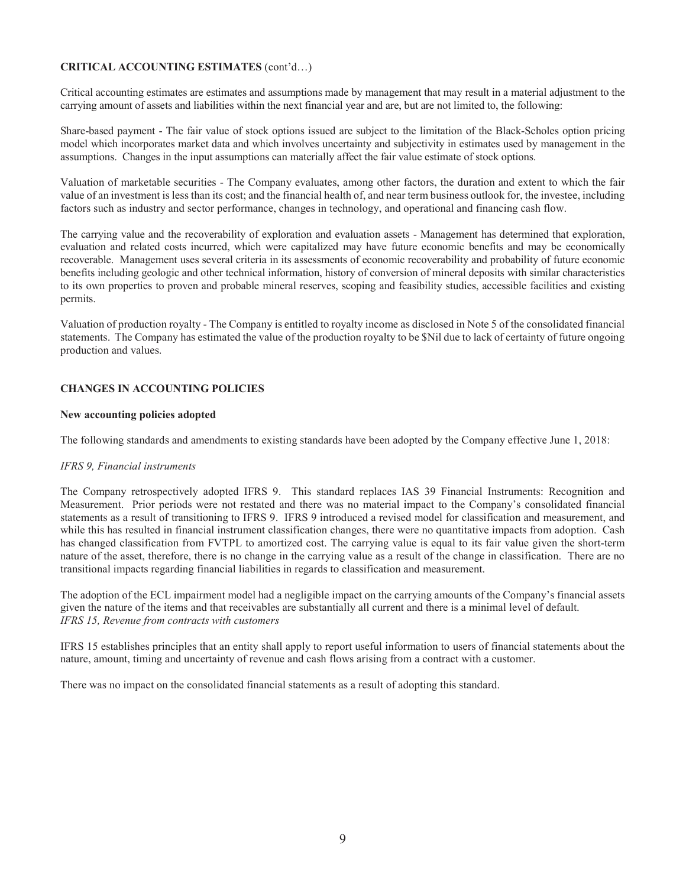## CRITICAL ACCOUNTING ESTIMATES (cont'd…)

Critical accounting estimates are estimates and assumptions made by management that may result in a material adjustment to the carrying amount of assets and liabilities within the next financial year and are, but are not limited to, the following:

Share-based payment - The fair value of stock options issued are subject to the limitation of the Black-Scholes option pricing model which incorporates market data and which involves uncertainty and subjectivity in estimates used by management in the assumptions. Changes in the input assumptions can materially affect the fair value estimate of stock options.

Valuation of marketable securities - The Company evaluates, among other factors, the duration and extent to which the fair value of an investment is less than its cost; and the financial health of, and near term business outlook for, the investee, including factors such as industry and sector performance, changes in technology, and operational and financing cash flow.

The carrying value and the recoverability of exploration and evaluation assets - Management has determined that exploration, evaluation and related costs incurred, which were capitalized may have future economic benefits and may be economically recoverable. Management uses several criteria in its assessments of economic recoverability and probability of future economic benefits including geologic and other technical information, history of conversion of mineral deposits with similar characteristics to its own properties to proven and probable mineral reserves, scoping and feasibility studies, accessible facilities and existing permits.

Valuation of production royalty - The Company is entitled to royalty income as disclosed in Note 5 of the consolidated financial statements. The Company has estimated the value of the production royalty to be $Nil due to lack of certainty of future ongoing production and values.

## CHANGES IN ACCOUNTING POLICIES

### New accounting policies adopted

The following standards and amendments to existing standards have been adopted by the Company effective June 1, 2018:

*IFRS 9, Financial instruments*

The Company retrospectively adopted IFRS 9. This standard replaces IAS 39 Financial Instruments: Recognition and Measurement. Prior periods were not restated and there was no material impact to the Company's consolidated financial statements as a result of transitioning to IFRS 9. IFRS 9 introduced a revised model for classification and measurement, and while this has resulted in financial instrument classification changes, there were no quantitative impacts from adoption. Cash has changed classification from FVTPL to amortized cost. The carrying value is equal to its fair value given the short-term nature of the asset, therefore, there is no change in the carrying value as a result of the change in classification. There are no transitional impacts regarding financial liabilities in regards to classification and measurement.

The adoption of the ECL impairment model had a negligible impact on the carrying amounts of the Company's financial assets given the nature of the items and that receivables are substantially all current and there is a minimal level of default.

*IFRS 15, Revenue from contracts with customers*

IFRS 15 establishes principles that an entity shall apply to report useful information to users of financial statements about the nature, amount, timing and uncertainty of revenue and cash flows arising from a contract with a customer.

There was no impact on the consolidated financial statements as a result of adopting this standard.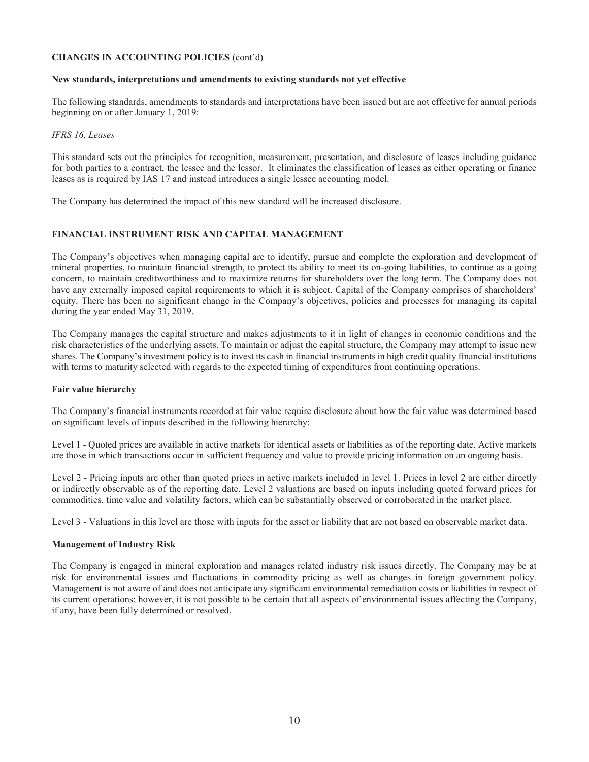## CHANGES IN ACCOUNTING POLICIES (cont'd)

### New standards, interpretations and amendments to existing standards not yet effective

The following standards, amendments to standards and interpretations have been issued but are not effective for annual periods beginning on or after January 1, 2019:

*IFRS 16, Leases*

This standard sets out the principles for recognition, measurement, presentation, and disclosure of leases including guidance for both parties to a contract, the lessee and the lessor. It eliminates the classification of leases as either operating or finance leases as is required by IAS 17 and instead introduces a single lessee accounting model.

The Company has determined the impact of this new standard will be increased disclosure.

## FINANCIAL INSTRUMENT RISK AND CAPITAL MANAGEMENT

The Company's objectives when managing capital are to identify, pursue and complete the exploration and development of mineral properties, to maintain financial strength, to protect its ability to meet its on-going liabilities, to continue as a going concern, to maintain creditworthiness and to maximize returns for shareholders over the long term. The Company does not have any externally imposed capital requirements to which it is subject. Capital of the Company comprises of shareholders' equity. There has been no significant change in the Company's objectives, policies and processes for managing its capital during the year ended May 31, 2019.

The Company manages the capital structure and makes adjustments to it in light of changes in economic conditions and the risk characteristics of the underlying assets. To maintain or adjust the capital structure, the Company may attempt to issue new shares. The Company's investment policy is to invest its cash in financial instruments in high credit quality financial institutions with terms to maturity selected with regards to the expected timing of expenditures from continuing operations.

### Fair value hierarchy

The Company's financial instruments recorded at fair value require disclosure about how the fair value was determined based on significant levels of inputs described in the following hierarchy:

Level 1 - Quoted prices are available in active markets for identical assets or liabilities as of the reporting date. Active markets are those in which transactions occur in sufficient frequency and value to provide pricing information on an ongoing basis.

Level 2 - Pricing inputs are other than quoted prices in active markets included in level 1. Prices in level 2 are either directly or indirectly observable as of the reporting date. Level 2 valuations are based on inputs including quoted forward prices for commodities, time value and volatility factors, which can be substantially observed or corroborated in the market place.

Level 3 - Valuations in this level are those with inputs for the asset or liability that are not based on observable market data.

### Management of Industry Risk

The Company is engaged in mineral exploration and manages related industry risk issues directly. The Company may be at risk for environmental issues and fluctuations in commodity pricing as well as changes in foreign government policy. Management is not aware of and does not anticipate any significant environmental remediation costs or liabilities in respect of its current operations; however, it is not possible to be certain that all aspects of environmental issues affecting the Company, if any, have been fully determined or resolved.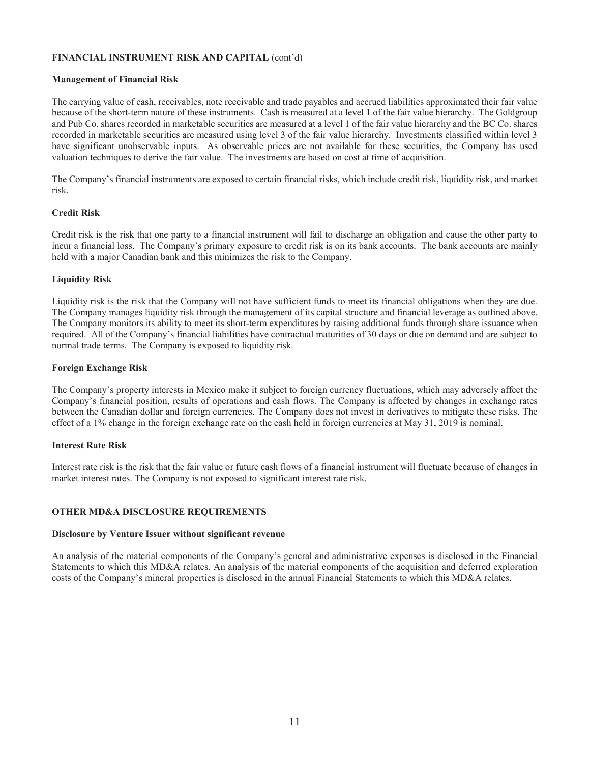## FINANCIAL INSTRUMENT RISK AND CAPITAL (cont'd)

### Management of Financial Risk

The carrying value of cash, receivables, note receivable and trade payables and accrued liabilities approximated their fair value because of the short-term nature of these instruments. Cash is measured at a level 1 of the fair value hierarchy. The Goldgroup and Pub Co. shares recorded in marketable securities are measured at a level 1 of the fair value hierarchy and the BC Co. shares recorded in marketable securities are measured using level 3 of the fair value hierarchy. Investments classified within level 3 have significant unobservable inputs. As observable prices are not available for these securities, the Company has used valuation techniques to derive the fair value. The investments are based on cost at time of acquisition.

The Company's financial instruments are exposed to certain financial risks, which include credit risk, liquidity risk, and market risk.

### Credit Risk

Credit risk is the risk that one party to a financial instrument will fail to discharge an obligation and cause the other party to incur a financial loss. The Company's primary exposure to credit risk is on its bank accounts. The bank accounts are mainly held with a major Canadian bank and this minimizes the risk to the Company.

### Liquidity Risk

Liquidity risk is the risk that the Company will not have sufficient funds to meet its financial obligations when they are due. The Company manages liquidity risk through the management of its capital structure and financial leverage as outlined above. The Company monitors its ability to meet its short-term expenditures by raising additional funds through share issuance when required. All of the Company's financial liabilities have contractual maturities of 30 days or due on demand and are subject to normal trade terms. The Company is exposed to liquidity risk.

### Foreign Exchange Risk

The Company's property interests in Mexico make it subject to foreign currency fluctuations, which may adversely affect the Company's financial position, results of operations and cash flows. The Company is affected by changes in exchange rates between the Canadian dollar and foreign currencies. The Company does not invest in derivatives to mitigate these risks. The effect of a 1% change in the foreign exchange rate on the cash held in foreign currencies at May 31, 2019 is nominal.

### Interest Rate Risk

Interest rate risk is the risk that the fair value or future cash flows of a financial instrument will fluctuate because of changes in market interest rates. The Company is not exposed to significant interest rate risk.

## OTHER MD&A DISCLOSURE REQUIREMENTS

### Disclosure by Venture Issuer without significant revenue

An analysis of the material components of the Company's general and administrative expenses is disclosed in the Financial Statements to which this MD&A relates. An analysis of the material components of the acquisition and deferred exploration costs of the Company's mineral properties is disclosed in the annual Financial Statements to which this MD&A relates.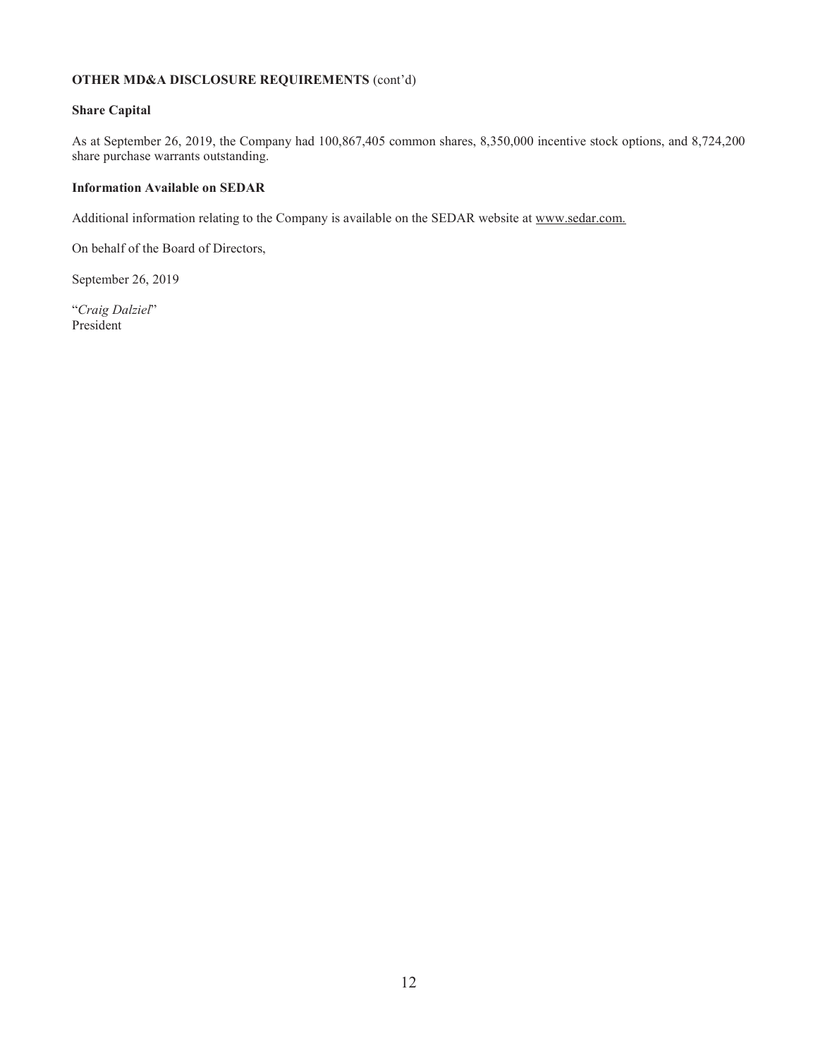**OTHER MD&A DISCLOSURE REQUIREMENTS** (cont'd)

**Share Capital**

As at September 26, 2019, the Company had 100,867,405 common shares, 8,350,000 incentive stock options, and 8,724,200 share purchase warrants outstanding.

**Information Available on SEDAR**

Additional information relating to the Company is available on the SEDAR website at www.sedar.com.

On behalf of the Board of Directors,

September 26, 2019

"*Craig Dalziel*"
President